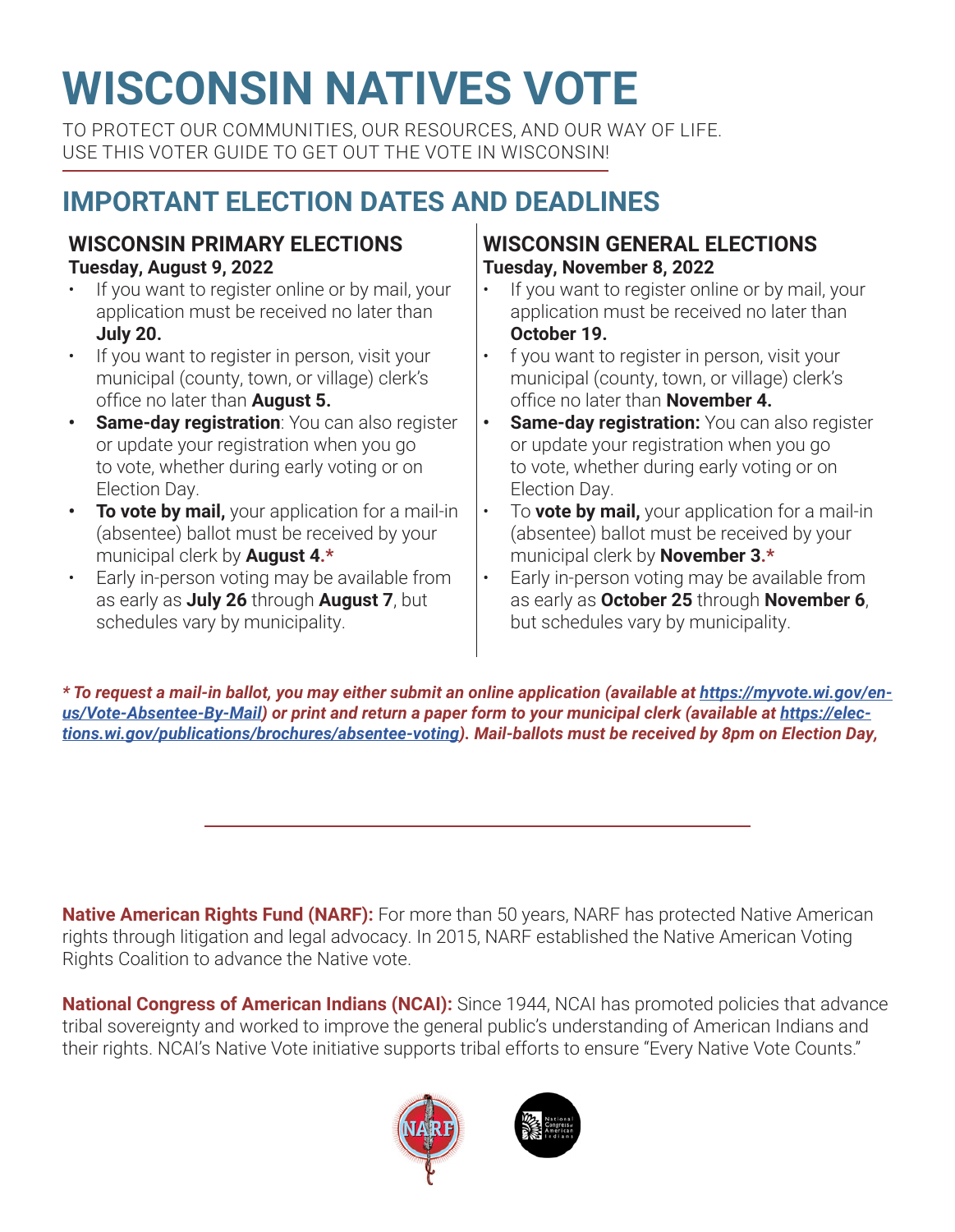# WISCONSIN NATIVES VOTE

TO PROTECT OUR COMMUNITIES, OUR RESOURCES, AND OUR WAY OF LIFE.
USE THIS VOTER GUIDE TO GET OUT THE VOTE IN WISCONSIN!

## IMPORTANT ELECTION DATES AND DEADLINES

### WISCONSIN PRIMARY ELECTIONS
**Tuesday, August 9, 2022**

- If you want to register online or by mail, your application must be received no later than **July 20.**
- If you want to register in person, visit your municipal (county, town, or village) clerk's office no later than **August 5.**
- **Same-day registration**: You can also register or update your registration when you go to vote, whether during early voting or on Election Day.
- **To vote by mail,** your application for a mail-in (absentee) ballot must be received by your municipal clerk by **August 4.***
- Early in-person voting may be available from as early as **July 26** through **August 7**, but schedules vary by municipality.

### WISCONSIN GENERAL ELECTIONS
**Tuesday, November 8, 2022**

- If you want to register online or by mail, your application must be received no later than **October 19.**
- f you want to register in person, visit your municipal (county, town, or village) clerk's office no later than **November 4.**
- **Same-day registration:** You can also register or update your registration when you go to vote, whether during early voting or on Election Day.
- To **vote by mail,** your application for a mail-in (absentee) ballot must be received by your municipal clerk by **November 3.***
- Early in-person voting may be available from as early as **October 25** through **November 6**, but schedules vary by municipality.

***\* To request a mail-in ballot, you may either submit an online application (available at https://myvote.wi.gov/en-us/Vote-Absentee-By-Mail) or print and return a paper form to your municipal clerk (available at https://elections.wi.gov/publications/brochures/absentee-voting). Mail-ballots must be received by 8pm on Election Day,***

---

**Native American Rights Fund (NARF):** For more than 50 years, NARF has protected Native American rights through litigation and legal advocacy. In 2015, NARF established the Native American Voting Rights Coalition to advance the Native vote.

**National Congress of American Indians (NCAI):** Since 1944, NCAI has promoted policies that advance tribal sovereignty and worked to improve the general public's understanding of American Indians and their rights. NCAI's Native Vote initiative supports tribal efforts to ensure "Every Native Vote Counts."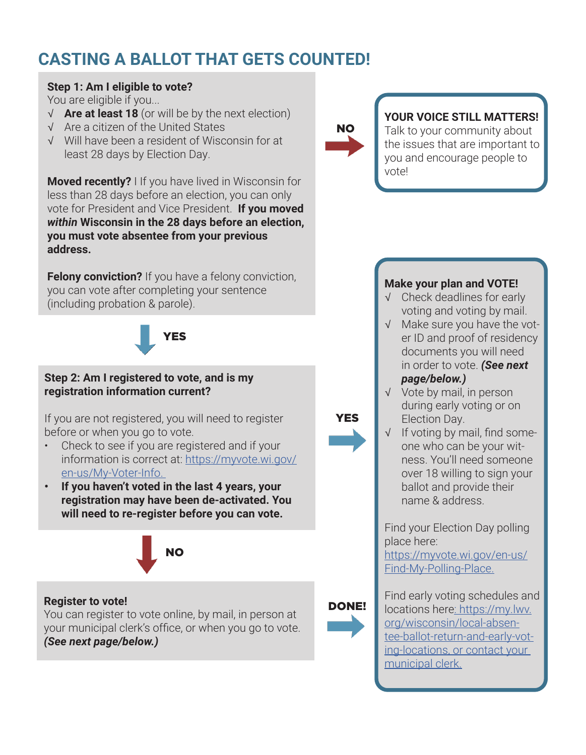# CASTING A BALLOT THAT GETS COUNTED!

**Step 1: Am I eligible to vote?**
You are eligible if you...

- √ **Are at least 18** (or will be by the next election)
- √ Are a citizen of the United States
- √ Will have been a resident of Wisconsin for at least 28 days by Election Day.

**Moved recently?** I If you have lived in Wisconsin for less than 28 days before an election, you can only vote for President and Vice President. **If you moved *within* Wisconsin in the 28 days before an election, you must vote absentee from your previous address.**

**Felony conviction?** If you have a felony conviction, you can vote after completing your sentence (including probation & parole).

**NO** →

**YOUR VOICE STILL MATTERS!**
Talk to your community about the issues that are important to you and encourage people to vote!

**YES** ↓

**Step 2: Am I registered to vote, and is my registration information current?**

If you are not registered, you will need to register before or when you go to vote.

- Check to see if you are registered and if your information is correct at: https://myvote.wi.gov/en-us/My-Voter-Info.
- **If you haven't voted in the last 4 years, your registration may have been de-activated. You will need to re-register before you can vote.**

**YES** →

**Make your plan and VOTE!**

- √ Check deadlines for early voting and voting by mail.
- √ Make sure you have the voter ID and proof of residency documents you will need in order to vote. ***(See next page/below.)***
- √ Vote by mail, in person during early voting or on Election Day.
- √ If voting by mail, find someone who can be your witness. You'll need someone over 18 willing to sign your ballot and provide their name & address.

Find your Election Day polling place here: https://myvote.wi.gov/en-us/Find-My-Polling-Place.

Find early voting schedules and locations here: https://my.lwv.org/wisconsin/local-absentee-ballot-return-and-early-voting-locations, or contact your municipal clerk.

**NO** ↓

**Register to vote!**
You can register to vote online, by mail, in person at your municipal clerk's office, or when you go to vote. ***(See next page/below.)***

**DONE!** →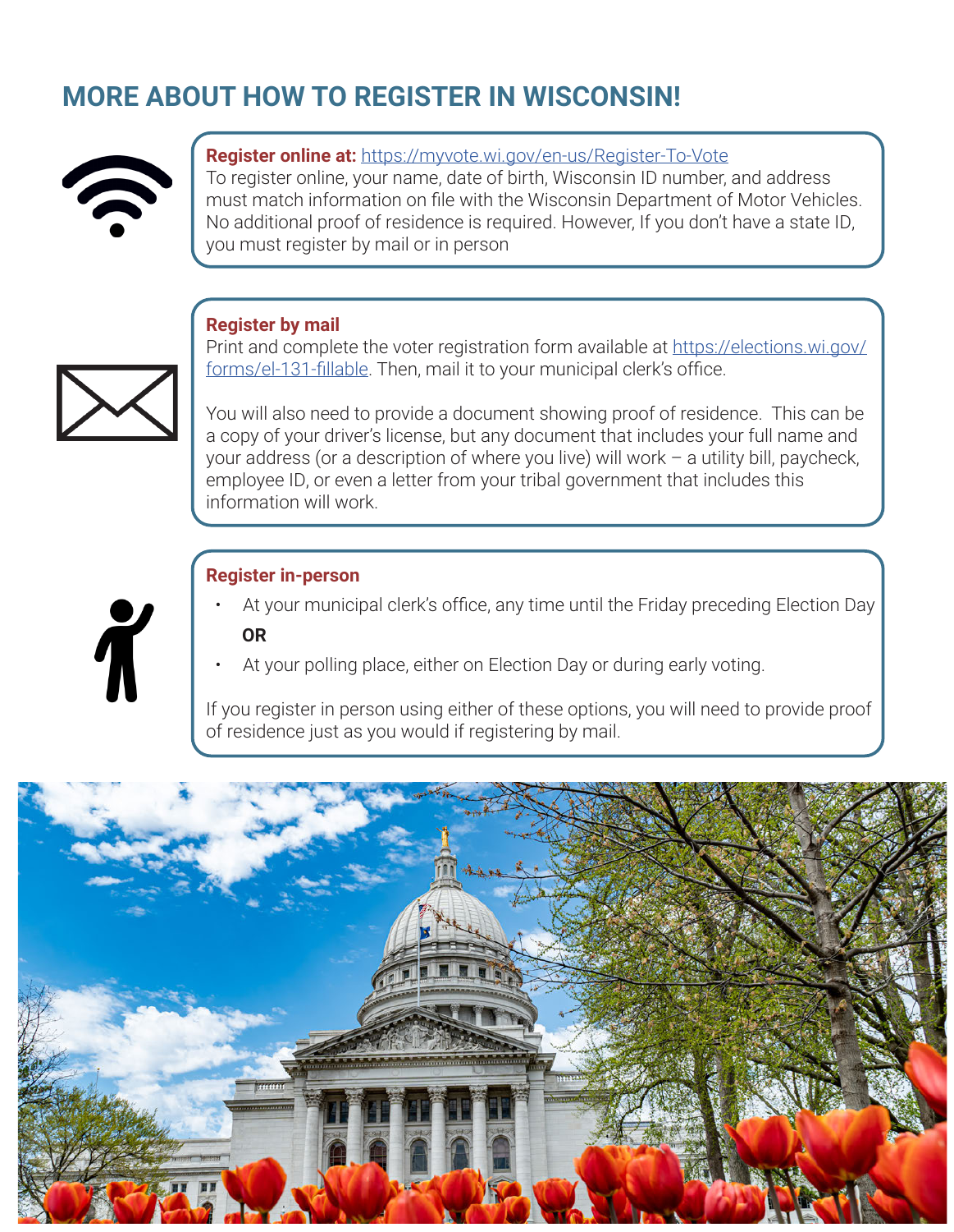## MORE ABOUT HOW TO REGISTER IN WISCONSIN!

**Register online at:** https://myvote.wi.gov/en-us/Register-To-Vote

To register online, your name, date of birth, Wisconsin ID number, and address must match information on file with the Wisconsin Department of Motor Vehicles. No additional proof of residence is required. However, If you don't have a state ID, you must register by mail or in person

**Register by mail**

Print and complete the voter registration form available at https://elections.wi.gov/forms/el-131-fillable. Then, mail it to your municipal clerk's office.

You will also need to provide a document showing proof of residence. This can be a copy of your driver's license, but any document that includes your full name and your address (or a description of where you live) will work – a utility bill, paycheck, employee ID, or even a letter from your tribal government that includes this information will work.

**Register in-person**

- At your municipal clerk's office, any time until the Friday preceding Election Day

**OR**

- At your polling place, either on Election Day or during early voting.

If you register in person using either of these options, you will need to provide proof of residence just as you would if registering by mail.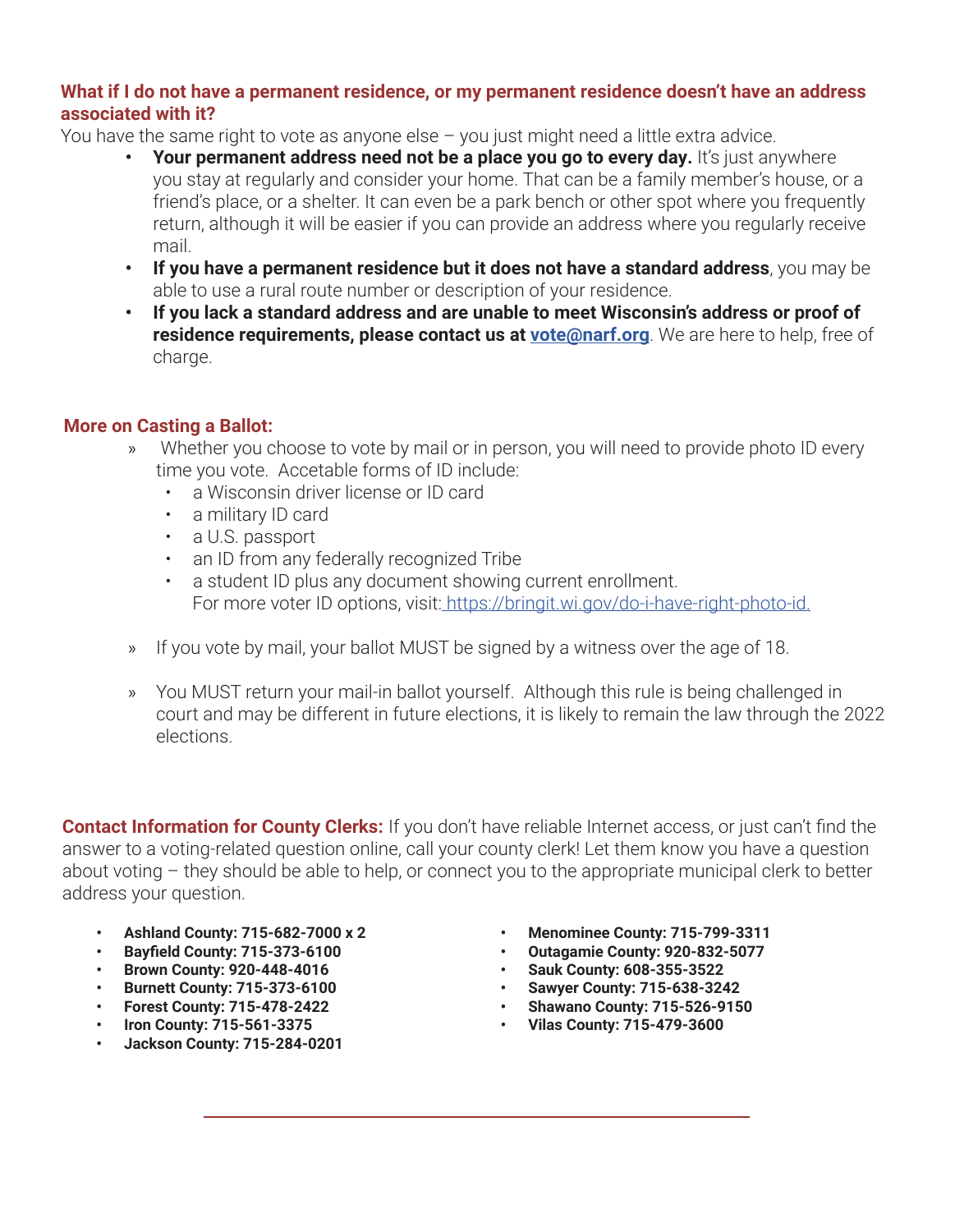### What if I do not have a permanent residence, or my permanent residence doesn't have an address associated with it?

You have the same right to vote as anyone else – you just might need a little extra advice.

- **Your permanent address need not be a place you go to every day.** It's just anywhere you stay at regularly and consider your home. That can be a family member's house, or a friend's place, or a shelter. It can even be a park bench or other spot where you frequently return, although it will be easier if you can provide an address where you regularly receive mail.
- **If you have a permanent residence but it does not have a standard address**, you may be able to use a rural route number or description of your residence.
- **If you lack a standard address and are unable to meet Wisconsin's address or proof of residence requirements, please contact us at [vote@narf.org](mailto:vote@narf.org)**. We are here to help, free of charge.

### More on Casting a Ballot:

- Whether you choose to vote by mail or in person, you will need to provide photo ID every time you vote. Accetable forms of ID include:
  - a Wisconsin driver license or ID card
  - a military ID card
  - a U.S. passport
  - an ID from any federally recognized Tribe
  - a student ID plus any document showing current enrollment.
  
  For more voter ID options, visit: https://bringit.wi.gov/do-i-have-right-photo-id.
- If you vote by mail, your ballot MUST be signed by a witness over the age of 18.
- You MUST return your mail-in ballot yourself. Although this rule is being challenged in court and may be different in future elections, it is likely to remain the law through the 2022 elections.

**Contact Information for County Clerks:** If you don't have reliable Internet access, or just can't find the answer to a voting-related question online, call your county clerk! Let them know you have a question about voting – they should be able to help, or connect you to the appropriate municipal clerk to better address your question.

- **Ashland County: 715-682-7000 x 2**
- **Bayfield County: 715-373-6100**
- **Brown County: 920-448-4016**
- **Burnett County: 715-373-6100**
- **Forest County: 715-478-2422**
- **Iron County: 715-561-3375**
- **Jackson County: 715-284-0201**
- **Menominee County: 715-799-3311**
- **Outagamie County: 920-832-5077**
- **Sauk County: 608-355-3522**
- **Sawyer County: 715-638-3242**
- **Shawano County: 715-526-9150**
- **Vilas County: 715-479-3600**